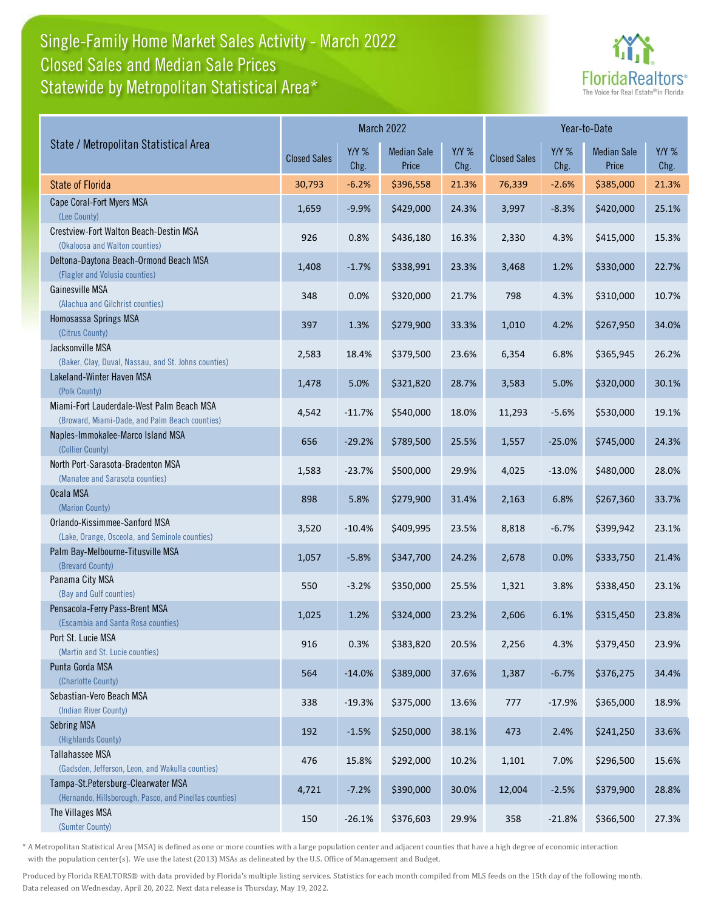# Single-Family Home Market Sales Activity - March 2022
## Closed Sales and Median Sale Prices
## Statewide by Metropolitan Statistical Area*

FloridaRealtors® The Voice for Real Estate® in Florida

| State / Metropolitan Statistical Area | March 2022 | | | | Year-to-Date | | | |
|---|---|---|---|---|---|---|---|---|
| | Closed Sales | Y/Y % Chg. | Median Sale Price | Y/Y % Chg. | Closed Sales | Y/Y % Chg. | Median Sale Price | Y/Y % Chg. |
| State of Florida | 30,793 | -6.2% | $396,558 | 21.3% | 76,339 | -2.6% | $385,000 | 21.3% |
| Cape Coral-Fort Myers MSA (Lee County) | 1,659 | -9.9% | $429,000 | 24.3% | 3,997 | -8.3% | $420,000 | 25.1% |
| Crestview-Fort Walton Beach-Destin MSA (Okaloosa and Walton counties) | 926 | 0.8% | $436,180 | 16.3% | 2,330 | 4.3% | $415,000 | 15.3% |
| Deltona-Daytona Beach-Ormond Beach MSA (Flagler and Volusia counties) | 1,408 | -1.7% | $338,991 | 23.3% | 3,468 | 1.2% | $330,000 | 22.7% |
| Gainesville MSA (Alachua and Gilchrist counties) | 348 | 0.0% | $320,000 | 21.7% | 798 | 4.3% | $310,000 | 10.7% |
| Homosassa Springs MSA (Citrus County) | 397 | 1.3% | $279,900 | 33.3% | 1,010 | 4.2% | $267,950 | 34.0% |
| Jacksonville MSA (Baker, Clay, Duval, Nassau, and St. Johns counties) | 2,583 | 18.4% | $379,500 | 23.6% | 6,354 | 6.8% | $365,945 | 26.2% |
| Lakeland-Winter Haven MSA (Polk County) | 1,478 | 5.0% | $321,820 | 28.7% | 3,583 | 5.0% | $320,000 | 30.1% |
| Miami-Fort Lauderdale-West Palm Beach MSA (Broward, Miami-Dade, and Palm Beach counties) | 4,542 | -11.7% | $540,000 | 18.0% | 11,293 | -5.6% | $530,000 | 19.1% |
| Naples-Immokalee-Marco Island MSA (Collier County) | 656 | -29.2% | $789,500 | 25.5% | 1,557 | -25.0% | $745,000 | 24.3% |
| North Port-Sarasota-Bradenton MSA (Manatee and Sarasota counties) | 1,583 | -23.7% | $500,000 | 29.9% | 4,025 | -13.0% | $480,000 | 28.0% |
| Ocala MSA (Marion County) | 898 | 5.8% | $279,900 | 31.4% | 2,163 | 6.8% | $267,360 | 33.7% |
| Orlando-Kissimmee-Sanford MSA (Lake, Orange, Osceola, and Seminole counties) | 3,520 | -10.4% | $409,995 | 23.5% | 8,818 | -6.7% | $399,942 | 23.1% |
| Palm Bay-Melbourne-Titusville MSA (Brevard County) | 1,057 | -5.8% | $347,700 | 24.2% | 2,678 | 0.0% | $333,750 | 21.4% |
| Panama City MSA (Bay and Gulf counties) | 550 | -3.2% | $350,000 | 25.5% | 1,321 | 3.8% | $338,450 | 23.1% |
| Pensacola-Ferry Pass-Brent MSA (Escambia and Santa Rosa counties) | 1,025 | 1.2% | $324,000 | 23.2% | 2,606 | 6.1% | $315,450 | 23.8% |
| Port St. Lucie MSA (Martin and St. Lucie counties) | 916 | 0.3% | $383,820 | 20.5% | 2,256 | 4.3% | $379,450 | 23.9% |
| Punta Gorda MSA (Charlotte County) | 564 | -14.0% | $389,000 | 37.6% | 1,387 | -6.7% | $376,275 | 34.4% |
| Sebastian-Vero Beach MSA (Indian River County) | 338 | -19.3% | $375,000 | 13.6% | 777 | -17.9% | $365,000 | 18.9% |
| Sebring MSA (Highlands County) | 192 | -1.5% | $250,000 | 38.1% | 473 | 2.4% | $241,250 | 33.6% |
| Tallahassee MSA (Gadsden, Jefferson, Leon, and Wakulla counties) | 476 | 15.8% | $292,000 | 10.2% | 1,101 | 7.0% | $296,500 | 15.6% |
| Tampa-St.Petersburg-Clearwater MSA (Hernando, Hillsborough, Pasco, and Pinellas counties) | 4,721 | -7.2% | $390,000 | 30.0% | 12,004 | -2.5% | $379,900 | 28.8% |
| The Villages MSA (Sumter County) | 150 | -26.1% | $376,603 | 29.9% | 358 | -21.8% | $366,500 | 27.3% |

* A Metropolitan Statistical Area (MSA) is defined as one or more counties with a large population center and adjacent counties that have a high degree of economic interaction with the population center(s). We use the latest (2013) MSAs as delineated by the U.S. Office of Management and Budget.

Produced by Florida REALTORS® with data provided by Florida's multiple listing services. Statistics for each month compiled from MLS feeds on the 15th day of the following month. Data released on Wednesday, April 20, 2022. Next data release is Thursday, May 19, 2022.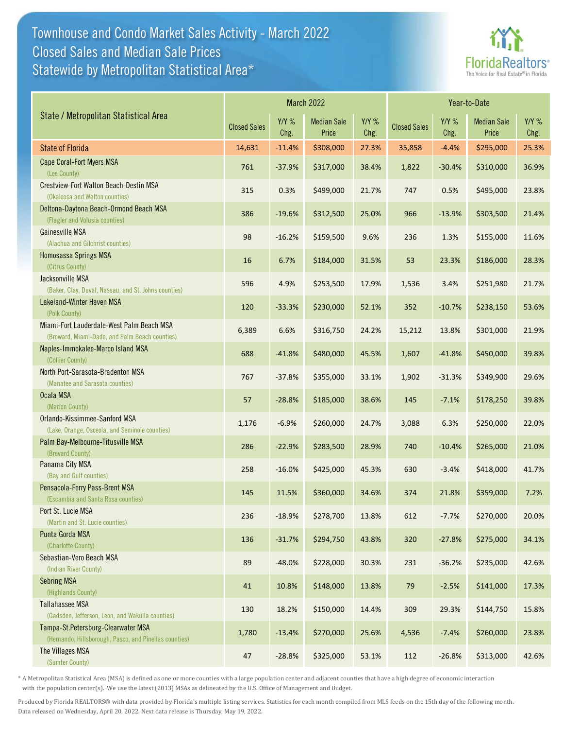# Townhouse and Condo Market Sales Activity - March 2022
## Closed Sales and Median Sale Prices
## Statewide by Metropolitan Statistical Area*

FloridaRealtors® The Voice for Real Estate® in Florida

| State / Metropolitan Statistical Area | March 2022 | | | | Year-to-Date | | | |
|---|---|---|---|---|---|---|---|---|
| | Closed Sales | Y/Y % Chg. | Median Sale Price | Y/Y % Chg. | Closed Sales | Y/Y % Chg. | Median Sale Price | Y/Y % Chg. |
| State of Florida | 14,631 | -11.4% | $308,000 | 27.3% | 35,858 | -4.4% | $295,000 | 25.3% |
| Cape Coral-Fort Myers MSA (Lee County) | 761 | -37.9% | $317,000 | 38.4% | 1,822 | -30.4% | $310,000 | 36.9% |
| Crestview-Fort Walton Beach-Destin MSA (Okaloosa and Walton counties) | 315 | 0.3% | $499,000 | 21.7% | 747 | 0.5% | $495,000 | 23.8% |
| Deltona-Daytona Beach-Ormond Beach MSA (Flagler and Volusia counties) | 386 | -19.6% | $312,500 | 25.0% | 966 | -13.9% | $303,500 | 21.4% |
| Gainesville MSA (Alachua and Gilchrist counties) | 98 | -16.2% | $159,500 | 9.6% | 236 | 1.3% | $155,000 | 11.6% |
| Homosassa Springs MSA (Citrus County) | 16 | 6.7% | $184,000 | 31.5% | 53 | 23.3% | $186,000 | 28.3% |
| Jacksonville MSA (Baker, Clay, Duval, Nassau, and St. Johns counties) | 596 | 4.9% | $253,500 | 17.9% | 1,536 | 3.4% | $251,980 | 21.7% |
| Lakeland-Winter Haven MSA (Polk County) | 120 | -33.3% | $230,000 | 52.1% | 352 | -10.7% | $238,150 | 53.6% |
| Miami-Fort Lauderdale-West Palm Beach MSA (Broward, Miami-Dade, and Palm Beach counties) | 6,389 | 6.6% | $316,750 | 24.2% | 15,212 | 13.8% | $301,000 | 21.9% |
| Naples-Immokalee-Marco Island MSA (Collier County) | 688 | -41.8% | $480,000 | 45.5% | 1,607 | -41.8% | $450,000 | 39.8% |
| North Port-Sarasota-Bradenton MSA (Manatee and Sarasota counties) | 767 | -37.8% | $355,000 | 33.1% | 1,902 | -31.3% | $349,900 | 29.6% |
| Ocala MSA (Marion County) | 57 | -28.8% | $185,000 | 38.6% | 145 | -7.1% | $178,250 | 39.8% |
| Orlando-Kissimmee-Sanford MSA (Lake, Orange, Osceola, and Seminole counties) | 1,176 | -6.9% | $260,000 | 24.7% | 3,088 | 6.3% | $250,000 | 22.0% |
| Palm Bay-Melbourne-Titusville MSA (Brevard County) | 286 | -22.9% | $283,500 | 28.9% | 740 | -10.4% | $265,000 | 21.0% |
| Panama City MSA (Bay and Gulf counties) | 258 | -16.0% | $425,000 | 45.3% | 630 | -3.4% | $418,000 | 41.7% |
| Pensacola-Ferry Pass-Brent MSA (Escambia and Santa Rosa counties) | 145 | 11.5% | $360,000 | 34.6% | 374 | 21.8% | $359,000 | 7.2% |
| Port St. Lucie MSA (Martin and St. Lucie counties) | 236 | -18.9% | $278,700 | 13.8% | 612 | -7.7% | $270,000 | 20.0% |
| Punta Gorda MSA (Charlotte County) | 136 | -31.7% | $294,750 | 43.8% | 320 | -27.8% | $275,000 | 34.1% |
| Sebastian-Vero Beach MSA (Indian River County) | 89 | -48.0% | $228,000 | 30.3% | 231 | -36.2% | $235,000 | 42.6% |
| Sebring MSA (Highlands County) | 41 | 10.8% | $148,000 | 13.8% | 79 | -2.5% | $141,000 | 17.3% |
| Tallahassee MSA (Gadsden, Jefferson, Leon, and Wakulla counties) | 130 | 18.2% | $150,000 | 14.4% | 309 | 29.3% | $144,750 | 15.8% |
| Tampa-St.Petersburg-Clearwater MSA (Hernando, Hillsborough, Pasco, and Pinellas counties) | 1,780 | -13.4% | $270,000 | 25.6% | 4,536 | -7.4% | $260,000 | 23.8% |
| The Villages MSA (Sumter County) | 47 | -28.8% | $325,000 | 53.1% | 112 | -26.8% | $313,000 | 42.6% |

* A Metropolitan Statistical Area (MSA) is defined as one or more counties with a large population center and adjacent counties that have a high degree of economic interaction with the population center(s). We use the latest (2013) MSAs as delineated by the U.S. Office of Management and Budget.

Produced by Florida REALTORS® with data provided by Florida's multiple listing services. Statistics for each month compiled from MLS feeds on the 15th day of the following month. Data released on Wednesday, April 20, 2022. Next data release is Thursday, May 19, 2022.